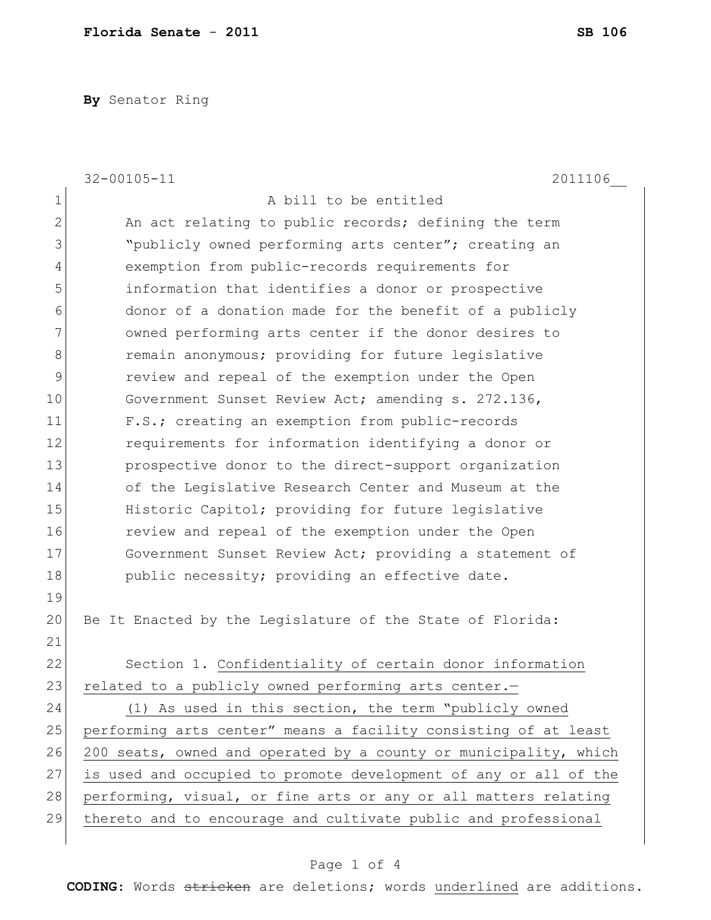**Florida Senate - 2011** **SB 106**

**By** Senator Ring

32-00105-11 2011106__

A bill to be entitled

An act relating to public records; defining the term "publicly owned performing arts center"; creating an exemption from public-records requirements for information that identifies a donor or prospective donor of a donation made for the benefit of a publicly owned performing arts center if the donor desires to remain anonymous; providing for future legislative review and repeal of the exemption under the Open Government Sunset Review Act; amending s. 272.136, F.S.; creating an exemption from public-records requirements for information identifying a donor or prospective donor to the direct-support organization of the Legislative Research Center and Museum at the Historic Capitol; providing for future legislative review and repeal of the exemption under the Open Government Sunset Review Act; providing a statement of public necessity; providing an effective date.

Be It Enacted by the Legislature of the State of Florida:

Section 1. <u>Confidentiality of certain donor information related to a publicly owned performing arts center.—</u>

<u>(1) As used in this section, the term "publicly owned performing arts center" means a facility consisting of at least 200 seats, owned and operated by a county or municipality, which is used and occupied to promote development of any or all of the performing, visual, or fine arts or any or all matters relating thereto and to encourage and cultivate public and professional</u>

**CODING:** Words ~~stricken~~ are deletions; words <u>underlined</u> are additions.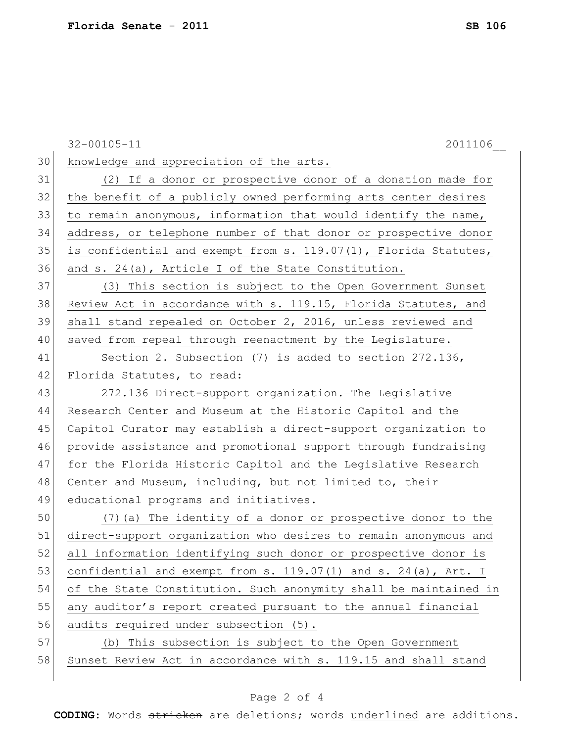knowledge and appreciation of the arts.

(2) If a donor or prospective donor of a donation made for the benefit of a publicly owned performing arts center desires to remain anonymous, information that would identify the name, address, or telephone number of that donor or prospective donor is confidential and exempt from s. 119.07(1), Florida Statutes, and s. 24(a), Article I of the State Constitution.

(3) This section is subject to the Open Government Sunset Review Act in accordance with s. 119.15, Florida Statutes, and shall stand repealed on October 2, 2016, unless reviewed and saved from repeal through reenactment by the Legislature.

Section 2. Subsection (7) is added to section 272.136, Florida Statutes, to read:

272.136 Direct-support organization.—The Legislative Research Center and Museum at the Historic Capitol and the Capitol Curator may establish a direct-support organization to provide assistance and promotional support through fundraising for the Florida Historic Capitol and the Legislative Research Center and Museum, including, but not limited to, their educational programs and initiatives.

(7)(a) The identity of a donor or prospective donor to the direct-support organization who desires to remain anonymous and all information identifying such donor or prospective donor is confidential and exempt from s. 119.07(1) and s. 24(a), Art. I of the State Constitution. Such anonymity shall be maintained in any auditor's report created pursuant to the annual financial audits required under subsection (5).

(b) This subsection is subject to the Open Government Sunset Review Act in accordance with s. 119.15 and shall stand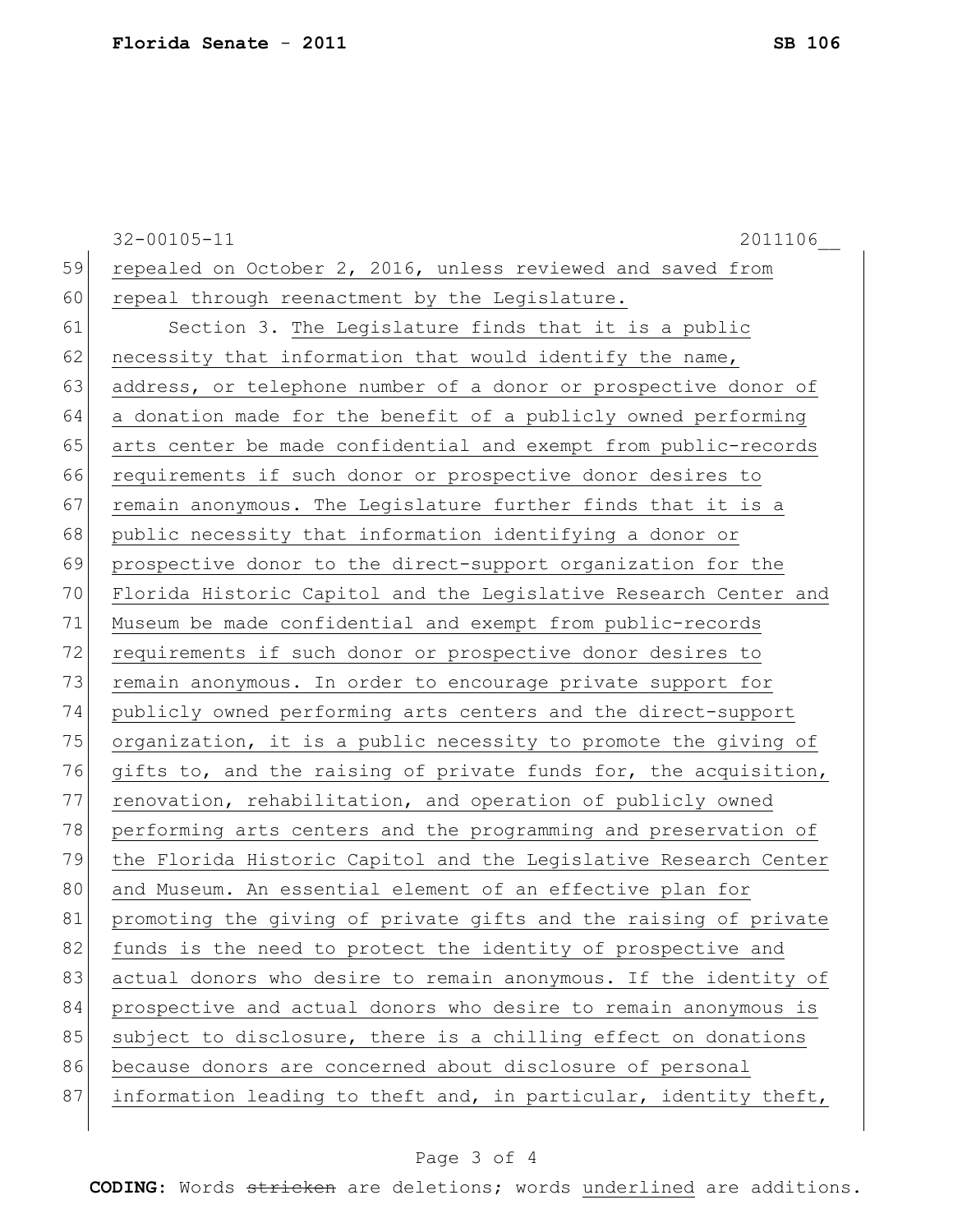repealed on October 2, 2016, unless reviewed and saved from repeal through reenactment by the Legislature.

Section 3. The Legislature finds that it is a public necessity that information that would identify the name, address, or telephone number of a donor or prospective donor of a donation made for the benefit of a publicly owned performing arts center be made confidential and exempt from public-records requirements if such donor or prospective donor desires to remain anonymous. The Legislature further finds that it is a public necessity that information identifying a donor or prospective donor to the direct-support organization for the Florida Historic Capitol and the Legislative Research Center and Museum be made confidential and exempt from public-records requirements if such donor or prospective donor desires to remain anonymous. In order to encourage private support for publicly owned performing arts centers and the direct-support organization, it is a public necessity to promote the giving of gifts to, and the raising of private funds for, the acquisition, renovation, rehabilitation, and operation of publicly owned performing arts centers and the programming and preservation of the Florida Historic Capitol and the Legislative Research Center and Museum. An essential element of an effective plan for promoting the giving of private gifts and the raising of private funds is the need to protect the identity of prospective and actual donors who desire to remain anonymous. If the identity of prospective and actual donors who desire to remain anonymous is subject to disclosure, there is a chilling effect on donations because donors are concerned about disclosure of personal information leading to theft and, in particular, identity theft,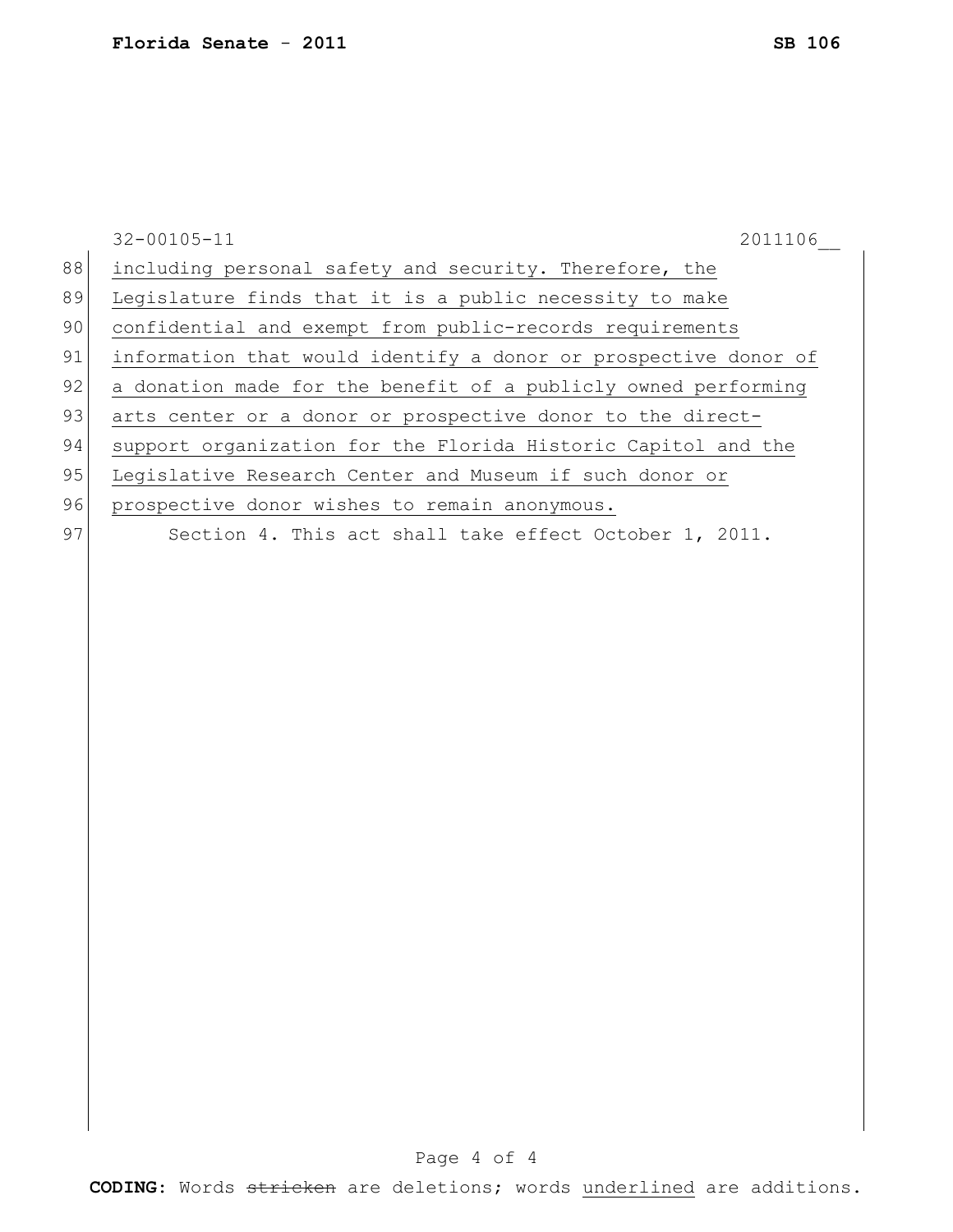32-00105-11 2011106__

88 <u>including personal safety and security. Therefore, the</u>
89 <u>Legislature finds that it is a public necessity to make</u>
90 <u>confidential and exempt from public-records requirements</u>
91 <u>information that would identify a donor or prospective donor of</u>
92 <u>a donation made for the benefit of a publicly owned performing</u>
93 <u>arts center or a donor or prospective donor to the direct-</u>
94 <u>support organization for the Florida Historic Capitol and the</u>
95 <u>Legislative Research Center and Museum if such donor or</u>
96 <u>prospective donor wishes to remain anonymous.</u>
97 Section 4. This act shall take effect October 1, 2011.

**CODING:** Words ~~stricken~~ are deletions; words <u>underlined</u> are additions.